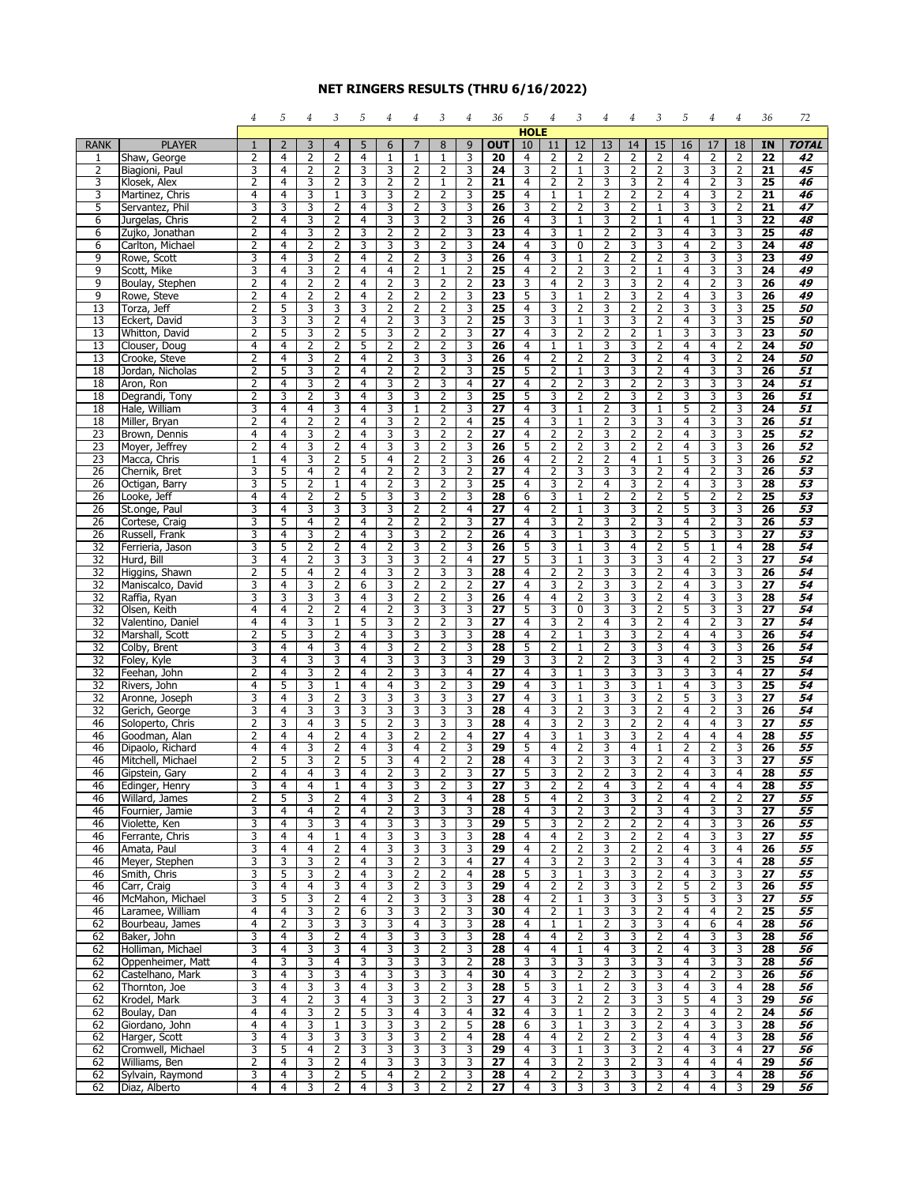# NET RINGERS RESULTS (THRU 6/16/2022)

| | | 4 | 5 | 4 | 3 | 5 | 4 | 4 | 3 | 4 | 36 | 5 | 4 | 3 | 4 | 4 | 3 | 5 | 4 | 4 | 36 | 72 |
|---|---|---|---|---|---|---|---|---|---|---|---|---|---|---|---|---|---|---|---|---|---|---|
| | | | | | | | | | | | | **HOLE** | | | | | | | | | | |
| RANK | PLAYER | 1 | 2 | 3 | 4 | 5 | 6 | 7 | 8 | 9 | OUT | 10 | 11 | 12 | 13 | 14 | 15 | 16 | 17 | 18 | IN | TOTAL |
| 1 | Shaw, George | 2 | 4 | 2 | 2 | 4 | 1 | 1 | 1 | 3 | 20 | 4 | 2 | 2 | 2 | 2 | 2 | 4 | 2 | 2 | 22 | 42 |
| 2 | Biagioni, Paul | 3 | 4 | 2 | 2 | 3 | 3 | 2 | 2 | 3 | 24 | 3 | 2 | 1 | 3 | 2 | 2 | 3 | 3 | 2 | 21 | 45 |
| 3 | Klosek, Alex | 2 | 4 | 3 | 2 | 3 | 2 | 2 | 1 | 2 | 21 | 4 | 2 | 2 | 3 | 3 | 2 | 4 | 2 | 3 | 25 | 46 |
| 3 | Martinez, Chris | 4 | 4 | 3 | 1 | 3 | 3 | 2 | 2 | 3 | 25 | 4 | 1 | 1 | 2 | 2 | 2 | 4 | 3 | 2 | 21 | 46 |
| 5 | Servantez, Phil | 3 | 3 | 3 | 2 | 4 | 3 | 2 | 3 | 3 | 26 | 3 | 2 | 2 | 3 | 2 | 1 | 3 | 3 | 2 | 21 | 47 |
| 6 | Jurgelas, Chris | 2 | 4 | 3 | 2 | 4 | 3 | 3 | 2 | 3 | 26 | 4 | 3 | 1 | 3 | 2 | 1 | 4 | 1 | 3 | 22 | 48 |
| 6 | Zujko, Jonathan | 2 | 4 | 3 | 2 | 3 | 2 | 2 | 2 | 3 | 23 | 4 | 3 | 1 | 2 | 2 | 3 | 4 | 3 | 3 | 25 | 48 |
| 6 | Carlton, Michael | 2 | 4 | 2 | 2 | 3 | 3 | 3 | 2 | 3 | 24 | 4 | 3 | 0 | 2 | 3 | 3 | 4 | 2 | 3 | 24 | 48 |
| 9 | Rowe, Scott | 3 | 4 | 3 | 2 | 4 | 2 | 2 | 3 | 3 | 26 | 4 | 3 | 1 | 2 | 2 | 2 | 3 | 3 | 3 | 23 | 49 |
| 9 | Scott, Mike | 3 | 4 | 3 | 2 | 4 | 4 | 2 | 1 | 2 | 25 | 4 | 2 | 2 | 3 | 2 | 1 | 4 | 3 | 3 | 24 | 49 |
| 9 | Boulay, Stephen | 2 | 4 | 2 | 2 | 4 | 2 | 3 | 2 | 2 | 23 | 3 | 4 | 2 | 3 | 3 | 2 | 4 | 2 | 3 | 26 | 49 |
| 9 | Rowe, Steve | 2 | 4 | 2 | 2 | 4 | 2 | 2 | 2 | 3 | 23 | 5 | 3 | 1 | 2 | 3 | 2 | 4 | 3 | 3 | 26 | 49 |
| 13 | Torza, Jeff | 2 | 5 | 3 | 3 | 3 | 2 | 2 | 2 | 3 | 25 | 4 | 3 | 2 | 3 | 2 | 2 | 3 | 3 | 3 | 25 | 50 |
| 13 | Eckert, David | 3 | 3 | 3 | 2 | 4 | 2 | 3 | 3 | 2 | 25 | 3 | 3 | 1 | 3 | 3 | 2 | 4 | 3 | 3 | 25 | 50 |
| 13 | Whitton, David | 2 | 5 | 3 | 2 | 5 | 3 | 2 | 2 | 3 | 27 | 4 | 3 | 2 | 2 | 2 | 1 | 3 | 3 | 3 | 23 | 50 |
| 13 | Clouser, Doug | 4 | 4 | 2 | 2 | 5 | 2 | 2 | 2 | 3 | 26 | 4 | 1 | 1 | 3 | 3 | 2 | 4 | 4 | 2 | 24 | 50 |
| 13 | Crooke, Steve | 2 | 4 | 3 | 2 | 4 | 2 | 3 | 3 | 3 | 26 | 4 | 2 | 2 | 2 | 3 | 2 | 4 | 3 | 2 | 24 | 50 |
| 18 | Jordan, Nicholas | 2 | 5 | 3 | 2 | 4 | 2 | 2 | 2 | 3 | 25 | 5 | 2 | 1 | 3 | 3 | 2 | 4 | 3 | 3 | 26 | 51 |
| 18 | Aron, Ron | 2 | 4 | 3 | 2 | 4 | 3 | 2 | 3 | 4 | 27 | 4 | 2 | 2 | 3 | 2 | 2 | 3 | 3 | 3 | 24 | 51 |
| 18 | Degrandi, Tony | 2 | 3 | 2 | 3 | 4 | 3 | 3 | 2 | 3 | 25 | 5 | 3 | 2 | 2 | 3 | 2 | 3 | 3 | 3 | 26 | 51 |
| 18 | Hale, William | 3 | 4 | 4 | 3 | 4 | 3 | 1 | 2 | 3 | 27 | 4 | 3 | 1 | 2 | 3 | 1 | 5 | 2 | 3 | 24 | 51 |
| 18 | Miller, Bryan | 2 | 4 | 2 | 2 | 4 | 3 | 2 | 2 | 4 | 25 | 4 | 3 | 1 | 2 | 3 | 3 | 4 | 3 | 3 | 26 | 51 |
| 23 | Brown, Dennis | 4 | 4 | 3 | 2 | 4 | 3 | 3 | 2 | 2 | 27 | 4 | 2 | 2 | 3 | 2 | 2 | 4 | 3 | 3 | 25 | 52 |
| 23 | Moyer, Jeffrey | 2 | 4 | 3 | 2 | 4 | 3 | 3 | 2 | 3 | 26 | 5 | 2 | 2 | 3 | 2 | 2 | 4 | 3 | 3 | 26 | 52 |
| 23 | Macca, Chris | 1 | 4 | 3 | 2 | 5 | 4 | 2 | 2 | 3 | 26 | 4 | 2 | 2 | 2 | 4 | 1 | 5 | 3 | 3 | 26 | 52 |
| 26 | Chernik, Bret | 3 | 5 | 4 | 2 | 4 | 2 | 2 | 3 | 2 | 27 | 4 | 2 | 3 | 3 | 3 | 2 | 4 | 2 | 3 | 26 | 53 |
| 26 | Octigan, Barry | 3 | 5 | 2 | 1 | 4 | 2 | 3 | 2 | 3 | 25 | 4 | 3 | 2 | 4 | 3 | 2 | 4 | 3 | 3 | 28 | 53 |
| 26 | Looke, Jeff | 4 | 4 | 2 | 2 | 5 | 3 | 3 | 2 | 3 | 28 | 6 | 3 | 1 | 2 | 2 | 2 | 5 | 2 | 2 | 25 | 53 |
| 26 | St.onge, Paul | 3 | 4 | 3 | 3 | 3 | 3 | 2 | 2 | 4 | 27 | 4 | 2 | 1 | 3 | 3 | 2 | 5 | 3 | 3 | 26 | 53 |
| 26 | Cortese, Craig | 3 | 5 | 4 | 2 | 4 | 2 | 2 | 2 | 3 | 27 | 4 | 3 | 2 | 3 | 2 | 3 | 4 | 2 | 3 | 26 | 53 |
| 26 | Russell, Frank | 3 | 4 | 3 | 2 | 4 | 3 | 3 | 2 | 2 | 26 | 4 | 3 | 1 | 3 | 3 | 2 | 5 | 3 | 3 | 27 | 53 |
| 32 | Ferrieria, Jason | 3 | 5 | 2 | 2 | 4 | 2 | 3 | 2 | 3 | 26 | 5 | 3 | 1 | 3 | 4 | 2 | 5 | 1 | 4 | 28 | 54 |
| 32 | Hurd, Bill | 3 | 4 | 2 | 3 | 3 | 3 | 3 | 2 | 4 | 27 | 5 | 3 | 1 | 3 | 3 | 3 | 4 | 2 | 3 | 27 | 54 |
| 32 | Higgins, Shawn | 2 | 5 | 4 | 2 | 4 | 3 | 2 | 3 | 3 | 28 | 4 | 2 | 2 | 3 | 3 | 2 | 4 | 3 | 3 | 26 | 54 |
| 32 | Maniscalco, David | 3 | 4 | 3 | 2 | 6 | 3 | 2 | 2 | 2 | 27 | 4 | 3 | 2 | 3 | 3 | 2 | 4 | 3 | 3 | 27 | 54 |
| 32 | Raffia, Ryan | 3 | 3 | 3 | 3 | 4 | 3 | 2 | 2 | 3 | 26 | 4 | 4 | 2 | 3 | 3 | 2 | 4 | 3 | 3 | 28 | 54 |
| 32 | Olsen, Keith | 4 | 4 | 2 | 2 | 4 | 2 | 3 | 3 | 3 | 27 | 5 | 3 | 0 | 3 | 3 | 2 | 5 | 3 | 3 | 27 | 54 |
| 32 | Valentino, Daniel | 4 | 4 | 3 | 1 | 5 | 3 | 2 | 2 | 3 | 27 | 4 | 3 | 2 | 2 | 4 | 3 | 2 | 4 | 2 | 3 | 27 | 54 |
| 32 | Marshall, Scott | 2 | 5 | 3 | 2 | 4 | 3 | 3 | 3 | 3 | 28 | 4 | 2 | 1 | 3 | 3 | 2 | 4 | 4 | 3 | 26 | 54 |
| 32 | Colby, Brent | 3 | 4 | 4 | 3 | 4 | 3 | 2 | 2 | 3 | 28 | 5 | 2 | 1 | 2 | 3 | 3 | 4 | 3 | 3 | 26 | 54 |
| 32 | Foley, Kyle | 3 | 4 | 3 | 3 | 4 | 3 | 3 | 3 | 3 | 29 | 3 | 3 | 2 | 2 | 3 | 3 | 4 | 2 | 3 | 25 | 54 |
| 32 | Feehan, John | 2 | 4 | 3 | 2 | 4 | 2 | 3 | 3 | 4 | 27 | 4 | 3 | 1 | 3 | 3 | 3 | 3 | 3 | 4 | 27 | 54 |
| 32 | Rivers, John | 4 | 5 | 3 | 1 | 4 | 4 | 3 | 2 | 3 | 29 | 4 | 3 | 1 | 3 | 3 | 1 | 4 | 3 | 3 | 25 | 54 |
| 32 | Aronne, Joseph | 3 | 4 | 3 | 2 | 3 | 3 | 3 | 3 | 3 | 27 | 4 | 3 | 1 | 3 | 3 | 2 | 5 | 3 | 3 | 27 | 54 |
| 32 | Gerich, George | 3 | 4 | 3 | 3 | 3 | 3 | 3 | 3 | 3 | 28 | 4 | 3 | 2 | 3 | 3 | 2 | 4 | 2 | 3 | 26 | 54 |
| 46 | Soloperto, Chris | 2 | 3 | 4 | 3 | 5 | 2 | 3 | 3 | 3 | 28 | 4 | 3 | 2 | 3 | 2 | 2 | 4 | 4 | 3 | 27 | 55 |
| 46 | Goodman, Alan | 2 | 4 | 4 | 2 | 4 | 3 | 2 | 2 | 4 | 27 | 4 | 3 | 1 | 3 | 3 | 2 | 4 | 4 | 4 | 28 | 55 |
| 46 | Dipaolo, Richard | 4 | 4 | 3 | 2 | 4 | 3 | 4 | 2 | 3 | 29 | 5 | 4 | 2 | 3 | 4 | 1 | 2 | 2 | 3 | 26 | 55 |
| 46 | Mitchell, Michael | 2 | 5 | 3 | 2 | 5 | 3 | 4 | 2 | 2 | 28 | 4 | 3 | 2 | 3 | 3 | 2 | 4 | 3 | 3 | 27 | 55 |
| 46 | Gipstein, Gary | 2 | 4 | 4 | 3 | 4 | 2 | 3 | 2 | 3 | 27 | 5 | 3 | 2 | 2 | 3 | 2 | 4 | 3 | 4 | 28 | 55 |
| 46 | Edinger, Henry | 3 | 4 | 4 | 1 | 4 | 3 | 3 | 2 | 3 | 27 | 3 | 2 | 2 | 4 | 3 | 2 | 4 | 4 | 4 | 28 | 55 |
| 46 | Willard, James | 2 | 5 | 3 | 2 | 4 | 3 | 2 | 3 | 4 | 28 | 5 | 4 | 2 | 3 | 3 | 2 | 4 | 2 | 2 | 27 | 55 |
| 46 | Fournier, Jamie | 3 | 4 | 4 | 2 | 4 | 2 | 3 | 3 | 3 | 28 | 4 | 3 | 2 | 3 | 2 | 3 | 4 | 3 | 3 | 27 | 55 |
| 46 | Violette, Ken | 3 | 4 | 3 | 3 | 4 | 3 | 3 | 3 | 3 | 29 | 5 | 3 | 2 | 2 | 2 | 2 | 4 | 3 | 3 | 26 | 55 |
| 46 | Ferrante, Chris | 3 | 4 | 4 | 1 | 4 | 3 | 3 | 3 | 3 | 28 | 4 | 4 | 2 | 3 | 2 | 2 | 4 | 3 | 3 | 27 | 55 |
| 46 | Amata, Paul | 3 | 4 | 4 | 2 | 4 | 3 | 3 | 3 | 3 | 29 | 4 | 2 | 2 | 3 | 2 | 2 | 4 | 3 | 4 | 26 | 55 |
| 46 | Meyer, Stephen | 3 | 3 | 3 | 2 | 4 | 3 | 2 | 3 | 4 | 27 | 4 | 3 | 2 | 3 | 2 | 3 | 4 | 3 | 4 | 28 | 55 |
| 46 | Smith, Chris | 3 | 5 | 3 | 2 | 4 | 3 | 2 | 2 | 4 | 28 | 5 | 3 | 1 | 3 | 3 | 2 | 4 | 3 | 3 | 27 | 55 |
| 46 | Carr, Craig | 3 | 4 | 4 | 3 | 4 | 3 | 2 | 3 | 3 | 29 | 4 | 2 | 2 | 3 | 3 | 2 | 5 | 2 | 3 | 26 | 55 |
| 46 | McMahon, Michael | 3 | 5 | 3 | 2 | 4 | 2 | 3 | 3 | 3 | 28 | 4 | 2 | 1 | 3 | 3 | 3 | 5 | 3 | 3 | 27 | 55 |
| 46 | Laramee, William | 4 | 4 | 3 | 2 | 6 | 3 | 3 | 2 | 3 | 30 | 4 | 2 | 1 | 3 | 3 | 2 | 4 | 4 | 2 | 25 | 55 |
| 62 | Bourbeau, James | 4 | 2 | 3 | 3 | 3 | 3 | 4 | 3 | 3 | 28 | 4 | 1 | 1 | 2 | 3 | 3 | 4 | 6 | 4 | 28 | 56 |
| 62 | Baker, John | 3 | 4 | 3 | 2 | 4 | 3 | 3 | 3 | 3 | 28 | 4 | 4 | 2 | 3 | 3 | 2 | 4 | 3 | 3 | 28 | 56 |
| 62 | Holliman, Michael | 3 | 4 | 3 | 3 | 4 | 3 | 3 | 2 | 3 | 28 | 4 | 4 | 1 | 4 | 3 | 2 | 4 | 3 | 3 | 28 | 56 |
| 62 | Oppenheimer, Matt | 4 | 3 | 3 | 4 | 3 | 3 | 3 | 3 | 2 | 28 | 3 | 3 | 3 | 3 | 3 | 3 | 4 | 3 | 3 | 28 | 56 |
| 62 | Castelhano, Mark | 3 | 4 | 3 | 3 | 4 | 3 | 3 | 3 | 4 | 30 | 4 | 3 | 2 | 2 | 3 | 3 | 4 | 2 | 3 | 26 | 56 |
| 62 | Thornton, Joe | 3 | 4 | 3 | 3 | 4 | 3 | 3 | 2 | 3 | 28 | 5 | 3 | 1 | 2 | 3 | 3 | 4 | 3 | 4 | 28 | 56 |
| 62 | Krodel, Mark | 3 | 4 | 2 | 3 | 4 | 3 | 3 | 2 | 3 | 27 | 4 | 3 | 2 | 2 | 3 | 3 | 5 | 4 | 3 | 29 | 56 |
| 62 | Boulay, Dan | 4 | 4 | 3 | 2 | 5 | 3 | 4 | 3 | 4 | 32 | 4 | 3 | 1 | 2 | 3 | 2 | 3 | 4 | 2 | 24 | 56 |
| 62 | Giordano, John | 4 | 4 | 3 | 1 | 3 | 3 | 3 | 2 | 5 | 28 | 6 | 3 | 1 | 3 | 3 | 2 | 4 | 3 | 3 | 28 | 56 |
| 62 | Harger, Scott | 3 | 4 | 3 | 3 | 3 | 3 | 3 | 2 | 4 | 28 | 4 | 4 | 2 | 2 | 2 | 3 | 4 | 4 | 3 | 28 | 56 |
| 62 | Cromwell, Michael | 3 | 5 | 4 | 2 | 3 | 3 | 3 | 3 | 3 | 29 | 4 | 3 | 1 | 3 | 3 | 2 | 4 | 3 | 4 | 27 | 56 |
| 62 | Williams, Ben | 2 | 4 | 3 | 2 | 4 | 3 | 3 | 3 | 3 | 27 | 4 | 3 | 2 | 3 | 2 | 3 | 4 | 4 | 4 | 29 | 56 |
| 62 | Sylvain, Raymond | 3 | 4 | 3 | 2 | 5 | 4 | 2 | 2 | 3 | 28 | 4 | 2 | 2 | 3 | 3 | 3 | 4 | 3 | 4 | 28 | 56 |
| 62 | Diaz, Alberto | 4 | 4 | 3 | 2 | 4 | 3 | 3 | 2 | 2 | 27 | 4 | 3 | 3 | 3 | 3 | 2 | 4 | 4 | 3 | 29 | 56 |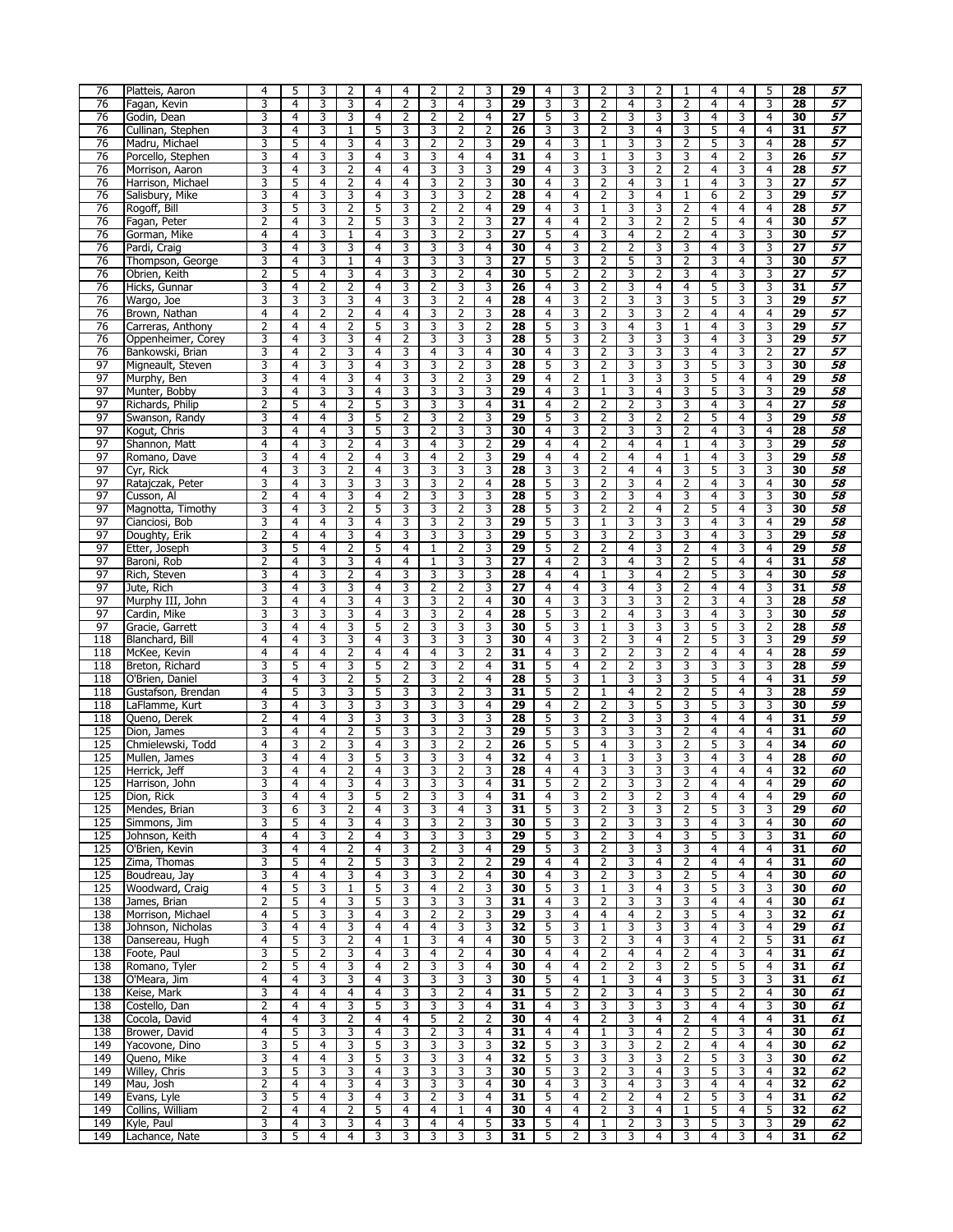| 76 | Platteis, Aaron | 4 | 5 | 3 | 2 | 4 | 4 | 2 | 2 | 3 | 29 | 4 | 3 | 2 | 3 | 2 | 1 | 4 | 4 | 5 | 28 | 57 |
|---|---|---|---|---|---|---|---|---|---|---|---|---|---|---|---|---|---|---|---|---|---|---|
| 76 | Fagan, Kevin | 3 | 4 | 3 | 3 | 4 | 2 | 3 | 4 | 3 | 29 | 3 | 3 | 2 | 4 | 3 | 2 | 4 | 4 | 3 | 28 | 57 |
| 76 | Godin, Dean | 3 | 4 | 3 | 3 | 4 | 2 | 2 | 2 | 4 | 27 | 5 | 3 | 2 | 3 | 3 | 3 | 4 | 3 | 4 | 30 | 57 |
| 76 | Cullinan, Stephen | 3 | 4 | 3 | 1 | 5 | 3 | 3 | 2 | 2 | 26 | 3 | 3 | 2 | 3 | 4 | 3 | 5 | 4 | 4 | 31 | 57 |
| 76 | Madru, Michael | 3 | 5 | 4 | 3 | 4 | 3 | 2 | 2 | 3 | 29 | 4 | 3 | 1 | 3 | 3 | 2 | 5 | 3 | 4 | 28 | 57 |
| 76 | Porcello, Stephen | 3 | 4 | 3 | 3 | 4 | 3 | 3 | 4 | 4 | 31 | 4 | 3 | 1 | 3 | 3 | 3 | 4 | 2 | 3 | 26 | 57 |
| 76 | Morrison, Aaron | 3 | 4 | 3 | 2 | 4 | 4 | 3 | 3 | 3 | 29 | 4 | 3 | 3 | 3 | 2 | 2 | 4 | 3 | 4 | 28 | 57 |
| 76 | Harrison, Michael | 3 | 5 | 4 | 2 | 4 | 4 | 3 | 2 | 3 | 30 | 4 | 3 | 2 | 4 | 3 | 1 | 4 | 3 | 3 | 27 | 57 |
| 76 | Salisbury, Mike | 3 | 4 | 3 | 3 | 4 | 3 | 3 | 3 | 2 | 28 | 4 | 4 | 2 | 3 | 4 | 1 | 6 | 2 | 3 | 29 | 57 |
| 76 | Rogoff, Bill | 3 | 5 | 3 | 2 | 5 | 3 | 2 | 2 | 4 | 29 | 4 | 3 | 1 | 3 | 3 | 2 | 4 | 4 | 4 | 28 | 57 |
| 76 | Fagan, Peter | 2 | 4 | 3 | 2 | 5 | 3 | 3 | 2 | 3 | 27 | 4 | 4 | 2 | 3 | 2 | 2 | 5 | 4 | 4 | 30 | 57 |
| 76 | Gorman, Mike | 4 | 4 | 3 | 1 | 4 | 3 | 3 | 2 | 3 | 27 | 5 | 4 | 3 | 4 | 2 | 2 | 4 | 3 | 3 | 30 | 57 |
| 76 | Pardi, Craig | 3 | 4 | 3 | 3 | 4 | 3 | 3 | 3 | 4 | 30 | 4 | 3 | 2 | 2 | 3 | 3 | 4 | 3 | 3 | 27 | 57 |
| 76 | Thompson, George | 3 | 4 | 3 | 1 | 4 | 3 | 3 | 3 | 3 | 27 | 5 | 3 | 2 | 5 | 3 | 2 | 3 | 4 | 3 | 30 | 57 |
| 76 | Obrien, Keith | 2 | 5 | 4 | 3 | 4 | 3 | 3 | 2 | 4 | 30 | 5 | 2 | 2 | 3 | 2 | 3 | 4 | 3 | 3 | 27 | 57 |
| 76 | Hicks, Gunnar | 3 | 4 | 2 | 2 | 4 | 3 | 2 | 3 | 3 | 26 | 4 | 3 | 2 | 3 | 4 | 4 | 5 | 3 | 3 | 31 | 57 |
| 76 | Wargo, Joe | 3 | 3 | 3 | 3 | 4 | 3 | 3 | 2 | 4 | 28 | 4 | 3 | 2 | 3 | 3 | 3 | 5 | 3 | 3 | 29 | 57 |
| 76 | Brown, Nathan | 4 | 4 | 2 | 2 | 4 | 4 | 3 | 2 | 3 | 28 | 4 | 3 | 2 | 3 | 3 | 2 | 4 | 4 | 4 | 29 | 57 |
| 76 | Carreras, Anthony | 2 | 4 | 4 | 2 | 5 | 3 | 3 | 3 | 2 | 28 | 5 | 3 | 3 | 4 | 3 | 1 | 4 | 3 | 3 | 29 | 57 |
| 76 | Oppenheimer, Corey | 3 | 4 | 3 | 3 | 4 | 2 | 3 | 3 | 3 | 28 | 5 | 3 | 2 | 3 | 3 | 3 | 4 | 3 | 3 | 29 | 57 |
| 76 | Bankowski, Brian | 3 | 4 | 2 | 3 | 4 | 3 | 4 | 3 | 4 | 30 | 4 | 3 | 2 | 3 | 3 | 3 | 4 | 3 | 2 | 27 | 57 |
| 97 | Migneault, Steven | 3 | 4 | 3 | 3 | 4 | 3 | 3 | 2 | 3 | 28 | 5 | 3 | 2 | 3 | 3 | 3 | 5 | 3 | 3 | 30 | 58 |
| 97 | Murphy, Ben | 3 | 4 | 4 | 3 | 4 | 3 | 3 | 2 | 3 | 29 | 4 | 2 | 1 | 3 | 3 | 3 | 5 | 4 | 4 | 29 | 58 |
| 97 | Munter, Bobby | 3 | 4 | 3 | 3 | 4 | 3 | 3 | 3 | 3 | 29 | 4 | 3 | 1 | 3 | 4 | 3 | 5 | 3 | 3 | 29 | 58 |
| 97 | Richards, Philip | 2 | 5 | 4 | 2 | 5 | 3 | 3 | 3 | 4 | 31 | 4 | 2 | 2 | 2 | 3 | 3 | 4 | 3 | 4 | 27 | 58 |
| 97 | Swanson, Randy | 3 | 4 | 4 | 3 | 5 | 2 | 3 | 2 | 3 | 29 | 5 | 3 | 2 | 3 | 2 | 2 | 5 | 4 | 3 | 29 | 58 |
| 97 | Kogut, Chris | 3 | 4 | 4 | 3 | 5 | 3 | 2 | 3 | 3 | 30 | 4 | 3 | 2 | 3 | 3 | 2 | 4 | 3 | 4 | 28 | 58 |
| 97 | Shannon, Matt | 4 | 4 | 3 | 2 | 4 | 3 | 4 | 3 | 2 | 29 | 4 | 4 | 2 | 4 | 4 | 1 | 4 | 3 | 3 | 29 | 58 |
| 97 | Romano, Dave | 3 | 4 | 4 | 2 | 4 | 3 | 4 | 2 | 3 | 29 | 4 | 4 | 2 | 4 | 4 | 1 | 4 | 3 | 3 | 29 | 58 |
| 97 | Cyr, Rick | 4 | 3 | 3 | 2 | 4 | 3 | 3 | 3 | 3 | 28 | 3 | 3 | 2 | 4 | 4 | 3 | 5 | 3 | 3 | 30 | 58 |
| 97 | Ratajczak, Peter | 3 | 4 | 3 | 3 | 3 | 3 | 3 | 2 | 4 | 28 | 5 | 3 | 2 | 3 | 4 | 2 | 4 | 3 | 4 | 30 | 58 |
| 97 | Cusson, Al | 2 | 4 | 4 | 3 | 4 | 2 | 3 | 3 | 3 | 28 | 5 | 3 | 2 | 3 | 4 | 3 | 4 | 3 | 3 | 30 | 58 |
| 97 | Magnotta, Timothy | 3 | 4 | 3 | 2 | 5 | 3 | 3 | 2 | 3 | 28 | 5 | 3 | 2 | 2 | 4 | 2 | 5 | 4 | 3 | 30 | 58 |
| 97 | Cianciosi, Bob | 3 | 4 | 4 | 3 | 4 | 3 | 3 | 2 | 3 | 29 | 5 | 3 | 1 | 3 | 3 | 3 | 4 | 3 | 4 | 29 | 58 |
| 97 | Doughty, Erik | 2 | 4 | 4 | 3 | 4 | 3 | 3 | 3 | 3 | 29 | 5 | 3 | 3 | 2 | 3 | 3 | 4 | 3 | 3 | 29 | 58 |
| 97 | Etter, Joseph | 3 | 5 | 4 | 2 | 5 | 4 | 1 | 2 | 3 | 29 | 5 | 2 | 2 | 4 | 3 | 2 | 4 | 3 | 4 | 29 | 58 |
| 97 | Baroni, Rob | 2 | 4 | 3 | 3 | 4 | 4 | 1 | 3 | 3 | 27 | 4 | 2 | 3 | 4 | 3 | 2 | 5 | 4 | 4 | 31 | 58 |
| 97 | Rich, Steven | 3 | 4 | 3 | 2 | 4 | 3 | 3 | 3 | 3 | 28 | 4 | 4 | 1 | 3 | 4 | 2 | 5 | 3 | 4 | 30 | 58 |
| 97 | Jute, Rich | 3 | 4 | 3 | 3 | 4 | 3 | 2 | 2 | 3 | 27 | 4 | 4 | 3 | 4 | 3 | 2 | 4 | 4 | 3 | 31 | 58 |
| 97 | Murphy III, John | 3 | 4 | 4 | 3 | 4 | 3 | 3 | 2 | 4 | 30 | 4 | 3 | 3 | 3 | 3 | 2 | 3 | 4 | 3 | 28 | 58 |
| 97 | Cardin, Mike | 3 | 3 | 3 | 3 | 4 | 3 | 3 | 2 | 4 | 28 | 5 | 3 | 2 | 4 | 3 | 3 | 4 | 3 | 3 | 30 | 58 |
| 97 | Gracie, Garrett | 3 | 4 | 4 | 3 | 5 | 2 | 3 | 3 | 3 | 30 | 5 | 3 | 1 | 3 | 3 | 3 | 5 | 3 | 2 | 28 | 58 |
| 118 | Blanchard, Bill | 4 | 4 | 3 | 3 | 4 | 3 | 3 | 3 | 3 | 30 | 4 | 3 | 2 | 3 | 4 | 2 | 5 | 3 | 3 | 29 | 59 |
| 118 | McKee, Kevin | 4 | 4 | 4 | 2 | 4 | 4 | 4 | 3 | 2 | 31 | 4 | 3 | 2 | 2 | 3 | 2 | 4 | 4 | 4 | 28 | 59 |
| 118 | Breton, Richard | 3 | 5 | 4 | 3 | 5 | 2 | 3 | 2 | 4 | 31 | 5 | 4 | 2 | 2 | 3 | 3 | 3 | 3 | 3 | 28 | 59 |
| 118 | O'Brien, Daniel | 3 | 4 | 3 | 2 | 5 | 2 | 3 | 2 | 4 | 28 | 5 | 3 | 1 | 3 | 3 | 3 | 5 | 4 | 4 | 31 | 59 |
| 118 | Gustafson, Brendan | 4 | 5 | 3 | 3 | 5 | 3 | 3 | 2 | 3 | 31 | 5 | 2 | 1 | 4 | 2 | 2 | 5 | 4 | 3 | 28 | 59 |
| 118 | LaFlamme, Kurt | 3 | 4 | 3 | 3 | 3 | 3 | 3 | 3 | 4 | 29 | 4 | 2 | 2 | 3 | 5 | 3 | 5 | 3 | 3 | 30 | 59 |
| 118 | Queno, Derek | 2 | 4 | 4 | 3 | 3 | 3 | 3 | 3 | 3 | 28 | 5 | 3 | 2 | 3 | 3 | 3 | 4 | 4 | 4 | 31 | 59 |
| 125 | Dion, James | 3 | 4 | 4 | 2 | 5 | 3 | 3 | 2 | 3 | 29 | 5 | 3 | 3 | 3 | 3 | 2 | 4 | 4 | 4 | 31 | 60 |
| 125 | Chmielewski, Todd | 4 | 3 | 2 | 3 | 4 | 3 | 3 | 2 | 2 | 26 | 5 | 5 | 4 | 3 | 3 | 2 | 5 | 3 | 4 | 34 | 60 |
| 125 | Mullen, James | 3 | 4 | 4 | 3 | 5 | 3 | 3 | 3 | 4 | 32 | 4 | 3 | 1 | 3 | 3 | 3 | 4 | 3 | 4 | 28 | 60 |
| 125 | Herrick, Jeff | 3 | 4 | 4 | 2 | 4 | 3 | 3 | 2 | 3 | 28 | 4 | 4 | 3 | 3 | 3 | 3 | 4 | 4 | 4 | 32 | 60 |
| 125 | Harrison, John | 3 | 4 | 4 | 3 | 4 | 3 | 3 | 3 | 4 | 31 | 5 | 2 | 2 | 3 | 3 | 2 | 4 | 4 | 4 | 29 | 60 |
| 125 | Dion, Rick | 3 | 4 | 4 | 3 | 5 | 2 | 3 | 3 | 4 | 31 | 4 | 3 | 2 | 3 | 2 | 3 | 4 | 4 | 4 | 29 | 60 |
| 125 | Mendes, Brian | 3 | 6 | 3 | 2 | 4 | 3 | 3 | 4 | 3 | 31 | 5 | 3 | 2 | 3 | 3 | 2 | 5 | 3 | 3 | 29 | 60 |
| 125 | Simmons, Jim | 3 | 5 | 4 | 3 | 4 | 3 | 3 | 2 | 3 | 30 | 5 | 3 | 2 | 3 | 3 | 3 | 4 | 3 | 4 | 30 | 60 |
| 125 | Johnson, Keith | 4 | 4 | 3 | 2 | 4 | 3 | 3 | 3 | 3 | 29 | 5 | 3 | 2 | 3 | 4 | 3 | 5 | 3 | 3 | 31 | 60 |
| 125 | O'Brien, Kevin | 3 | 4 | 4 | 2 | 4 | 3 | 2 | 3 | 4 | 29 | 5 | 3 | 2 | 3 | 3 | 3 | 4 | 4 | 4 | 31 | 60 |
| 125 | Zima, Thomas | 3 | 5 | 4 | 2 | 5 | 3 | 3 | 2 | 2 | 29 | 4 | 4 | 2 | 3 | 4 | 2 | 4 | 4 | 4 | 31 | 60 |
| 125 | Boudreau, Jay | 3 | 4 | 4 | 3 | 4 | 3 | 3 | 2 | 4 | 30 | 4 | 3 | 2 | 3 | 3 | 2 | 5 | 4 | 4 | 30 | 60 |
| 125 | Woodward, Craig | 4 | 5 | 3 | 1 | 5 | 3 | 4 | 2 | 3 | 30 | 5 | 3 | 1 | 3 | 4 | 3 | 5 | 3 | 3 | 30 | 60 |
| 138 | James, Brian | 2 | 5 | 4 | 3 | 5 | 3 | 3 | 3 | 3 | 31 | 4 | 3 | 2 | 3 | 3 | 3 | 4 | 4 | 4 | 30 | 61 |
| 138 | Morrison, Michael | 4 | 5 | 3 | 3 | 4 | 3 | 2 | 2 | 3 | 29 | 3 | 4 | 4 | 4 | 2 | 3 | 5 | 4 | 3 | 32 | 61 |
| 138 | Johnson, Nicholas | 3 | 4 | 4 | 3 | 4 | 4 | 4 | 3 | 3 | 32 | 5 | 3 | 1 | 3 | 3 | 3 | 4 | 3 | 4 | 29 | 61 |
| 138 | Dansereau, Hugh | 4 | 5 | 3 | 2 | 4 | 1 | 3 | 4 | 4 | 30 | 5 | 3 | 2 | 3 | 4 | 3 | 4 | 2 | 5 | 31 | 61 |
| 138 | Foote, Paul | 3 | 5 | 2 | 3 | 4 | 3 | 4 | 2 | 4 | 30 | 4 | 4 | 2 | 4 | 4 | 2 | 4 | 3 | 4 | 31 | 61 |
| 138 | Romano, Tyler | 2 | 5 | 4 | 3 | 4 | 2 | 3 | 3 | 4 | 30 | 4 | 4 | 2 | 2 | 3 | 2 | 5 | 5 | 4 | 31 | 61 |
| 138 | O'Meara, Jim | 4 | 4 | 3 | 3 | 4 | 3 | 3 | 3 | 3 | 30 | 5 | 4 | 1 | 3 | 4 | 3 | 5 | 3 | 3 | 31 | 61 |
| 138 | Keise, Mark | 3 | 4 | 4 | 4 | 4 | 3 | 3 | 2 | 4 | 31 | 5 | 2 | 2 | 3 | 4 | 3 | 5 | 2 | 4 | 30 | 61 |
| 138 | Costello, Dan | 2 | 4 | 4 | 3 | 5 | 3 | 3 | 3 | 4 | 31 | 4 | 3 | 3 | 3 | 3 | 3 | 4 | 4 | 3 | 30 | 61 |
| 138 | Cocola, David | 4 | 4 | 3 | 2 | 4 | 4 | 5 | 2 | 2 | 30 | 4 | 4 | 2 | 3 | 4 | 2 | 4 | 4 | 4 | 31 | 61 |
| 138 | Brower, David | 4 | 5 | 3 | 3 | 4 | 3 | 2 | 3 | 4 | 31 | 4 | 4 | 1 | 3 | 4 | 2 | 5 | 3 | 4 | 30 | 61 |
| 149 | Yacovone, Dino | 3 | 5 | 4 | 3 | 5 | 3 | 3 | 3 | 3 | 32 | 5 | 3 | 3 | 3 | 2 | 2 | 4 | 4 | 4 | 30 | 62 |
| 149 | Queno, Mike | 3 | 4 | 4 | 3 | 5 | 3 | 3 | 3 | 4 | 32 | 5 | 3 | 3 | 3 | 3 | 2 | 5 | 3 | 3 | 30 | 62 |
| 149 | Willey, Chris | 3 | 5 | 3 | 3 | 4 | 3 | 3 | 3 | 3 | 30 | 5 | 3 | 2 | 3 | 4 | 3 | 5 | 3 | 4 | 32 | 62 |
| 149 | Mau, Josh | 2 | 4 | 4 | 3 | 4 | 3 | 3 | 3 | 4 | 30 | 4 | 3 | 3 | 4 | 3 | 3 | 4 | 4 | 4 | 32 | 62 |
| 149 | Evans, Lyle | 3 | 5 | 4 | 3 | 4 | 3 | 2 | 3 | 4 | 31 | 5 | 4 | 2 | 2 | 4 | 2 | 5 | 3 | 4 | 31 | 62 |
| 149 | Collins, William | 2 | 4 | 4 | 2 | 5 | 4 | 4 | 1 | 4 | 30 | 4 | 4 | 2 | 3 | 4 | 1 | 5 | 4 | 5 | 32 | 62 |
| 149 | Kyle, Paul | 3 | 4 | 3 | 3 | 4 | 3 | 4 | 4 | 5 | 33 | 5 | 4 | 1 | 2 | 3 | 3 | 5 | 3 | 3 | 29 | 62 |
| 149 | Lachance, Nate | 3 | 5 | 4 | 4 | 3 | 3 | 3 | 3 | 3 | 31 | 5 | 2 | 3 | 3 | 4 | 3 | 4 | 3 | 4 | 31 | 62 |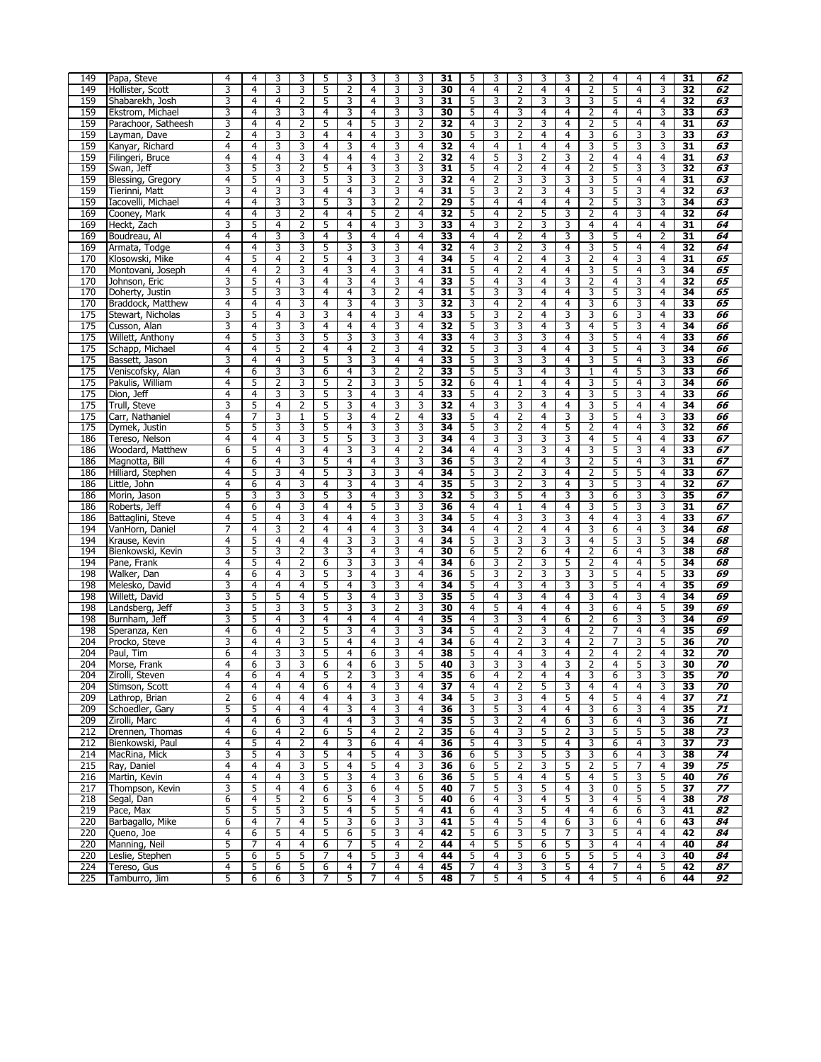| | | | | | | | | | | | | | | | | | | | | | | |
|---|---|---|---|---|---|---|---|---|---|---|---|---|---|---|---|---|---|---|---|---|---|---|
| 149 | Papa, Steve | 4 | 4 | 3 | 3 | 5 | 3 | 3 | 3 | 3 | **31** | 5 | 3 | 3 | 3 | 3 | 2 | 4 | 4 | 4 | **31** | ***62*** |
| 149 | Hollister, Scott | 3 | 4 | 3 | 3 | 5 | 2 | 4 | 3 | 3 | **30** | 4 | 4 | 2 | 4 | 4 | 2 | 5 | 4 | 3 | **32** | ***62*** |
| 159 | Shabarekh, Josh | 3 | 4 | 4 | 2 | 5 | 3 | 4 | 3 | 3 | **31** | 5 | 3 | 2 | 3 | 3 | 3 | 5 | 4 | 4 | **32** | ***63*** |
| 159 | Ekstrom, Michael | 3 | 4 | 3 | 3 | 4 | 3 | 4 | 3 | 3 | **30** | 5 | 4 | 3 | 4 | 4 | 2 | 4 | 4 | 3 | **33** | ***63*** |
| 159 | Parachoor, Satheesh | 3 | 4 | 4 | 2 | 5 | 4 | 5 | 3 | 2 | **32** | 4 | 3 | 2 | 3 | 4 | 2 | 5 | 4 | 4 | **31** | ***63*** |
| 159 | Layman, Dave | 2 | 4 | 3 | 3 | 4 | 4 | 4 | 3 | 3 | **30** | 5 | 3 | 2 | 4 | 4 | 3 | 6 | 3 | 3 | **33** | ***63*** |
| 159 | Kanyar, Richard | 4 | 4 | 3 | 3 | 4 | 3 | 4 | 3 | 4 | **32** | 4 | 4 | 1 | 4 | 4 | 3 | 5 | 3 | 3 | **31** | ***63*** |
| 159 | Filingeri, Bruce | 4 | 4 | 4 | 3 | 4 | 4 | 4 | 3 | 2 | **32** | 4 | 5 | 3 | 2 | 3 | 2 | 4 | 4 | 4 | **31** | ***63*** |
| 159 | Swan, Jeff | 3 | 5 | 3 | 2 | 5 | 4 | 3 | 3 | 3 | **31** | 5 | 4 | 2 | 4 | 4 | 2 | 5 | 3 | 3 | **32** | ***63*** |
| 159 | Blessing, Gregory | 4 | 5 | 4 | 3 | 5 | 3 | 3 | 2 | 3 | **32** | 4 | 2 | 3 | 3 | 3 | 3 | 5 | 4 | 4 | **31** | ***63*** |
| 159 | Tierinni, Matt | 3 | 4 | 3 | 3 | 4 | 4 | 3 | 3 | 4 | **31** | 5 | 3 | 2 | 3 | 4 | 3 | 5 | 3 | 4 | **32** | ***63*** |
| 159 | Iacovelli, Michael | 4 | 4 | 3 | 3 | 5 | 3 | 3 | 2 | 2 | **29** | 5 | 4 | 4 | 4 | 4 | 2 | 5 | 3 | 3 | **34** | ***63*** |
| 169 | Cooney, Mark | 4 | 4 | 3 | 2 | 4 | 4 | 5 | 2 | 4 | **32** | 5 | 4 | 2 | 5 | 3 | 2 | 4 | 3 | 4 | **32** | ***64*** |
| 169 | Heckt, Zach | 3 | 5 | 4 | 2 | 5 | 4 | 4 | 3 | 3 | **33** | 4 | 3 | 2 | 3 | 3 | 4 | 4 | 4 | 4 | **31** | ***64*** |
| 169 | Boudreau, Al | 4 | 4 | 3 | 3 | 4 | 3 | 4 | 4 | 4 | **33** | 4 | 4 | 2 | 4 | 3 | 3 | 5 | 4 | 2 | **31** | ***64*** |
| 169 | Armata, Todge | 4 | 4 | 3 | 3 | 5 | 3 | 3 | 3 | 4 | **32** | 4 | 3 | 2 | 3 | 4 | 3 | 5 | 4 | 4 | **32** | ***64*** |
| 170 | Klosowski, Mike | 4 | 5 | 4 | 2 | 5 | 4 | 3 | 3 | 4 | **34** | 5 | 4 | 2 | 4 | 3 | 2 | 4 | 3 | 4 | **31** | ***65*** |
| 170 | Montovani, Joseph | 4 | 4 | 2 | 3 | 4 | 3 | 4 | 3 | 4 | **31** | 5 | 4 | 2 | 4 | 4 | 3 | 5 | 4 | 3 | **34** | ***65*** |
| 170 | Johnson, Eric | 3 | 5 | 4 | 3 | 4 | 3 | 4 | 3 | 4 | **33** | 5 | 4 | 3 | 4 | 3 | 2 | 4 | 3 | 4 | **32** | ***65*** |
| 170 | Doherty, Justin | 3 | 5 | 3 | 3 | 4 | 4 | 3 | 2 | 4 | **31** | 5 | 3 | 3 | 4 | 4 | 3 | 5 | 3 | 4 | **34** | ***65*** |
| 170 | Braddock, Matthew | 4 | 4 | 4 | 3 | 4 | 3 | 4 | 3 | 3 | **32** | 3 | 4 | 2 | 4 | 4 | 3 | 6 | 3 | 4 | **33** | ***65*** |
| 175 | Stewart, Nicholas | 3 | 5 | 4 | 3 | 3 | 4 | 4 | 3 | 4 | **33** | 5 | 3 | 2 | 4 | 3 | 3 | 6 | 3 | 4 | **33** | ***66*** |
| 175 | Cusson, Alan | 3 | 4 | 3 | 3 | 4 | 4 | 4 | 3 | 4 | **32** | 5 | 3 | 3 | 4 | 3 | 4 | 5 | 3 | 4 | **34** | ***66*** |
| 175 | Willett, Anthony | 4 | 5 | 3 | 3 | 5 | 3 | 3 | 3 | 4 | **33** | 4 | 3 | 3 | 3 | 4 | 3 | 5 | 4 | 4 | **33** | ***66*** |
| 175 | Schapp, Michael | 4 | 4 | 5 | 2 | 4 | 4 | 2 | 3 | 4 | **32** | 5 | 3 | 3 | 4 | 4 | 3 | 5 | 4 | 3 | **34** | ***66*** |
| 175 | Bassett, Jason | 3 | 4 | 4 | 3 | 5 | 3 | 3 | 4 | 4 | **33** | 5 | 3 | 3 | 3 | 4 | 3 | 5 | 4 | 3 | **33** | ***66*** |
| 175 | Veniscofsky, Alan | 4 | 6 | 3 | 3 | 6 | 4 | 3 | 2 | 2 | **33** | 5 | 5 | 3 | 4 | 3 | 1 | 4 | 5 | 3 | **33** | ***66*** |
| 175 | Pakulis, William | 4 | 5 | 2 | 3 | 5 | 2 | 3 | 3 | 5 | **32** | 6 | 4 | 1 | 4 | 4 | 3 | 5 | 4 | 3 | **34** | ***66*** |
| 175 | Dion, Jeff | 4 | 4 | 3 | 3 | 5 | 3 | 4 | 3 | 4 | **33** | 5 | 4 | 2 | 3 | 4 | 3 | 5 | 3 | 4 | **33** | ***66*** |
| 175 | Trull, Steve | 3 | 5 | 4 | 2 | 5 | 3 | 4 | 3 | 3 | **32** | 4 | 3 | 3 | 4 | 4 | 3 | 5 | 4 | 4 | **34** | ***66*** |
| 175 | Carr, Nathaniel | 4 | 7 | 3 | 1 | 5 | 3 | 4 | 2 | 4 | **33** | 5 | 4 | 2 | 4 | 3 | 3 | 5 | 4 | 3 | **33** | ***66*** |
| 175 | Dymek, Justin | 5 | 5 | 3 | 3 | 5 | 4 | 3 | 3 | 3 | **34** | 5 | 3 | 2 | 4 | 5 | 2 | 4 | 4 | 3 | **32** | ***66*** |
| 186 | Tereso, Nelson | 4 | 4 | 4 | 3 | 5 | 5 | 3 | 3 | 3 | **34** | 4 | 3 | 3 | 3 | 3 | 4 | 5 | 4 | 4 | **33** | ***67*** |
| 186 | Woodard, Matthew | 6 | 5 | 4 | 3 | 4 | 3 | 3 | 4 | 2 | **34** | 4 | 4 | 3 | 3 | 4 | 3 | 5 | 3 | 4 | **33** | ***67*** |
| 186 | Magnotta, Bill | 4 | 6 | 4 | 3 | 5 | 4 | 4 | 3 | 3 | **36** | 5 | 3 | 2 | 4 | 3 | 2 | 5 | 4 | 3 | **31** | ***67*** |
| 186 | Hilliard, Stephen | 4 | 5 | 3 | 4 | 5 | 3 | 3 | 3 | 4 | **34** | 5 | 3 | 2 | 3 | 4 | 2 | 5 | 5 | 4 | **33** | ***67*** |
| 186 | Little, John | 4 | 6 | 4 | 3 | 4 | 3 | 4 | 3 | 4 | **35** | 5 | 3 | 2 | 3 | 4 | 3 | 5 | 3 | 4 | **32** | ***67*** |
| 186 | Morin, Jason | 5 | 3 | 3 | 3 | 5 | 3 | 4 | 3 | 3 | **32** | 5 | 3 | 5 | 4 | 3 | 3 | 6 | 3 | 3 | **35** | ***67*** |
| 186 | Roberts, Jeff | 4 | 6 | 4 | 3 | 4 | 4 | 5 | 3 | 3 | **36** | 4 | 4 | 1 | 4 | 4 | 3 | 5 | 3 | 3 | **31** | ***67*** |
| 186 | Battaglini, Steve | 4 | 5 | 4 | 3 | 4 | 4 | 4 | 3 | 3 | **34** | 5 | 4 | 3 | 3 | 3 | 4 | 4 | 3 | 4 | **33** | ***67*** |
| 194 | VanHorn, Daniel | 7 | 4 | 3 | 2 | 4 | 4 | 4 | 3 | 3 | **34** | 4 | 4 | 2 | 4 | 4 | 3 | 6 | 4 | 3 | **34** | ***68*** |
| 194 | Krause, Kevin | 4 | 5 | 4 | 4 | 4 | 3 | 3 | 3 | 4 | **34** | 5 | 3 | 3 | 3 | 3 | 4 | 5 | 3 | 5 | **34** | ***68*** |
| 194 | Bienkowski, Kevin | 3 | 5 | 3 | 2 | 3 | 3 | 4 | 3 | 4 | **30** | 6 | 5 | 2 | 6 | 4 | 2 | 6 | 4 | 3 | **38** | ***68*** |
| 194 | Pane, Frank | 4 | 5 | 4 | 2 | 6 | 3 | 3 | 3 | 4 | **34** | 6 | 3 | 2 | 3 | 5 | 2 | 4 | 4 | 5 | **34** | ***68*** |
| 198 | Walker, Dan | 4 | 6 | 4 | 3 | 5 | 3 | 4 | 3 | 4 | **36** | 5 | 3 | 2 | 3 | 3 | 3 | 5 | 4 | 5 | **33** | ***69*** |
| 198 | Melesko, David | 3 | 4 | 4 | 4 | 5 | 4 | 3 | 3 | 4 | **34** | 5 | 4 | 3 | 4 | 3 | 3 | 5 | 4 | 4 | **35** | ***69*** |
| 198 | Willett, David | 3 | 5 | 5 | 4 | 5 | 3 | 4 | 3 | 3 | **35** | 5 | 4 | 3 | 3 | 4 | 3 | 4 | 3 | 4 | **34** | ***69*** |
| 198 | Landsberg, Jeff | 3 | 5 | 3 | 3 | 5 | 3 | 3 | 2 | 3 | **30** | 4 | 5 | 4 | 4 | 4 | 3 | 6 | 4 | 5 | **39** | ***69*** |
| 198 | Burnham, Jeff | 3 | 5 | 4 | 3 | 4 | 4 | 4 | 4 | 4 | **35** | 4 | 3 | 3 | 4 | 6 | 2 | 6 | 3 | 3 | **34** | ***69*** |
| 198 | Speranza, Ken | 4 | 6 | 4 | 2 | 5 | 3 | 4 | 3 | 3 | **34** | 5 | 4 | 2 | 3 | 4 | 2 | 7 | 4 | 4 | **35** | ***69*** |
| 204 | Procko, Steve | 3 | 4 | 4 | 3 | 5 | 4 | 4 | 3 | 4 | **34** | 6 | 4 | 2 | 3 | 4 | 2 | 7 | 3 | 5 | **36** | ***70*** |
| 204 | Paul, Tim | 6 | 4 | 3 | 3 | 5 | 4 | 6 | 3 | 4 | **38** | 5 | 4 | 4 | 3 | 4 | 2 | 4 | 2 | 4 | **32** | ***70*** |
| 204 | Morse, Frank | 4 | 6 | 3 | 3 | 6 | 4 | 6 | 3 | 5 | **40** | 3 | 3 | 3 | 4 | 3 | 2 | 4 | 5 | 3 | **30** | ***70*** |
| 204 | Zirolli, Steven | 4 | 6 | 4 | 4 | 5 | 2 | 3 | 3 | 4 | **35** | 6 | 4 | 2 | 4 | 4 | 3 | 6 | 3 | 3 | **35** | ***70*** |
| 204 | Stimson, Scott | 4 | 4 | 4 | 4 | 6 | 4 | 4 | 3 | 4 | **37** | 4 | 4 | 2 | 5 | 3 | 4 | 4 | 4 | 3 | **33** | ***70*** |
| 209 | Lathrop, Brian | 2 | 6 | 4 | 4 | 4 | 4 | 3 | 3 | 4 | **34** | 5 | 3 | 3 | 4 | 5 | 4 | 5 | 4 | 4 | **37** | ***71*** |
| 209 | Schoedler, Gary | 5 | 5 | 4 | 4 | 4 | 3 | 4 | 3 | 4 | **36** | 3 | 5 | 3 | 4 | 4 | 3 | 6 | 3 | 4 | **35** | ***71*** |
| 209 | Zirolli, Marc | 4 | 4 | 6 | 3 | 4 | 4 | 3 | 3 | 4 | **35** | 5 | 3 | 2 | 4 | 6 | 3 | 6 | 4 | 3 | **36** | ***71*** |
| 212 | Drennen, Thomas | 4 | 6 | 4 | 2 | 6 | 5 | 4 | 2 | 2 | **35** | 6 | 4 | 3 | 5 | 2 | 3 | 5 | 5 | 5 | **38** | ***73*** |
| 212 | Bienkowski, Paul | 4 | 5 | 4 | 2 | 4 | 3 | 6 | 4 | 4 | **36** | 5 | 4 | 3 | 5 | 4 | 3 | 6 | 4 | 3 | **37** | ***73*** |
| 214 | MacRina, Mick | 3 | 5 | 4 | 3 | 5 | 4 | 5 | 4 | 3 | **36** | 6 | 5 | 3 | 5 | 3 | 3 | 6 | 4 | 3 | **38** | ***74*** |
| 215 | Ray, Daniel | 4 | 4 | 4 | 3 | 5 | 4 | 5 | 4 | 3 | **36** | 6 | 5 | 2 | 3 | 5 | 2 | 5 | 7 | 4 | **39** | ***75*** |
| 216 | Martin, Kevin | 4 | 4 | 4 | 3 | 5 | 3 | 4 | 3 | 6 | **36** | 5 | 5 | 4 | 4 | 5 | 4 | 5 | 3 | 5 | **40** | ***76*** |
| 217 | Thompson, Kevin | 3 | 5 | 4 | 4 | 6 | 3 | 6 | 4 | 5 | **40** | 7 | 5 | 3 | 5 | 4 | 3 | 0 | 5 | 5 | **37** | ***77*** |
| 218 | Segal, Dan | 6 | 4 | 5 | 2 | 6 | 5 | 4 | 3 | 5 | **40** | 6 | 4 | 3 | 4 | 5 | 3 | 4 | 5 | 4 | **38** | ***78*** |
| 219 | Pace, Max | 5 | 5 | 5 | 3 | 5 | 4 | 5 | 5 | 4 | **41** | 6 | 4 | 3 | 5 | 4 | 4 | 6 | 6 | 3 | **41** | ***82*** |
| 220 | Barbagallo, Mike | 6 | 4 | 7 | 4 | 5 | 3 | 6 | 3 | 3 | **41** | 5 | 4 | 5 | 4 | 6 | 3 | 6 | 4 | 6 | **43** | ***84*** |
| 220 | Queno, Joe | 4 | 6 | 5 | 4 | 5 | 6 | 5 | 3 | 4 | **42** | 5 | 6 | 3 | 5 | 7 | 3 | 5 | 4 | 4 | **42** | ***84*** |
| 220 | Manning, Neil | 5 | 7 | 4 | 4 | 6 | 7 | 5 | 4 | 2 | **44** | 4 | 5 | 5 | 6 | 5 | 3 | 4 | 4 | 4 | **40** | ***84*** |
| 220 | Leslie, Stephen | 5 | 6 | 5 | 5 | 7 | 4 | 5 | 3 | 4 | **44** | 5 | 4 | 3 | 6 | 5 | 5 | 5 | 4 | 3 | **40** | ***84*** |
| 224 | Tereso, Gus | 4 | 5 | 6 | 5 | 6 | 4 | 7 | 4 | 4 | **45** | 7 | 4 | 3 | 3 | 5 | 4 | 7 | 4 | 5 | **42** | ***87*** |
| 225 | Tamburro, Jim | 5 | 6 | 6 | 3 | 7 | 5 | 7 | 4 | 5 | **48** | 7 | 5 | 4 | 5 | 4 | 4 | 5 | 4 | 6 | **44** | ***92*** |